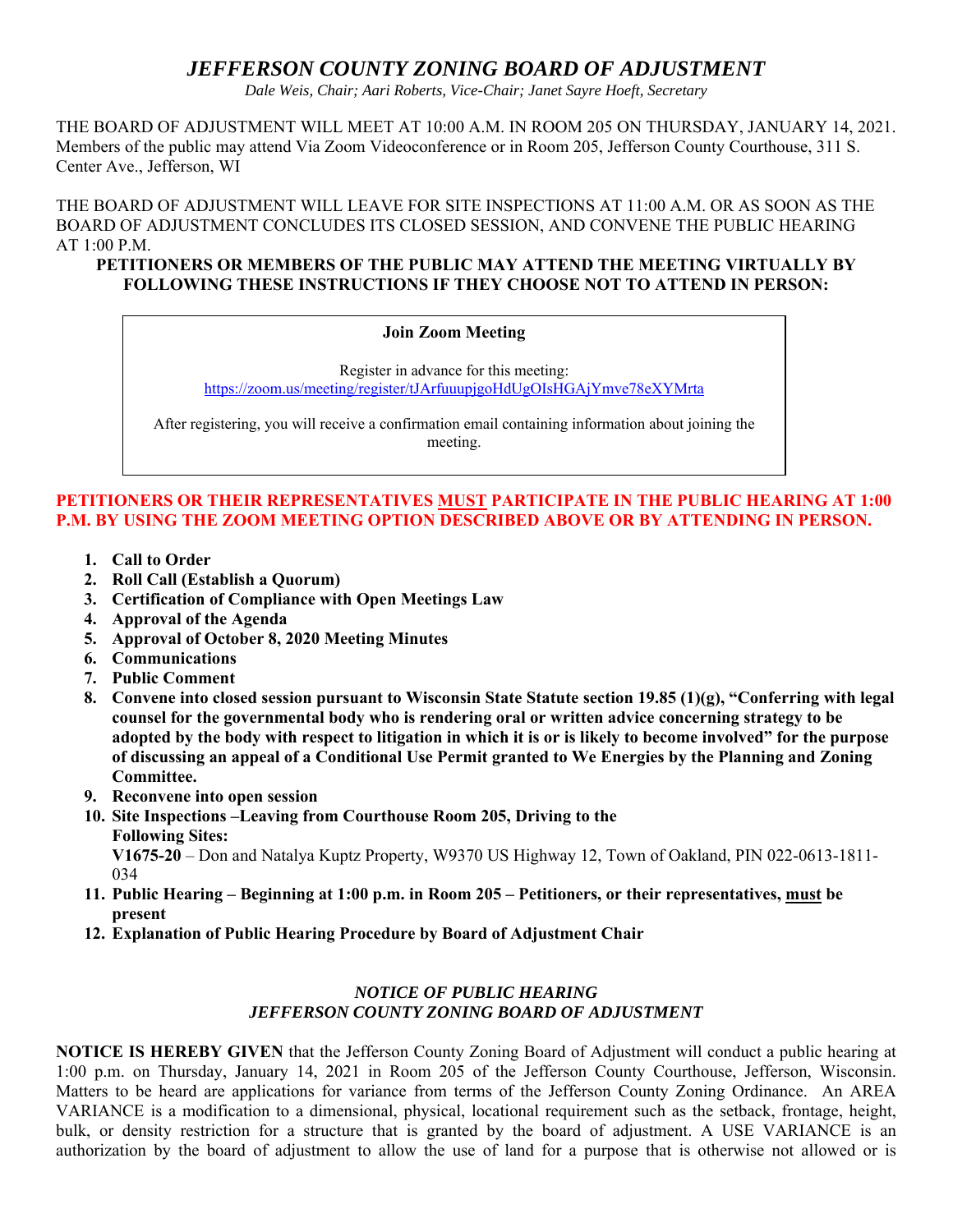# *JEFFERSON COUNTY ZONING BOARD OF ADJUSTMENT*

*Dale Weis, Chair; Aari Roberts, Vice-Chair; Janet Sayre Hoeft, Secretary*

THE BOARD OF ADJUSTMENT WILL MEET AT 10:00 A.M. IN ROOM 205 ON THURSDAY, JANUARY 14, 2021. Members of the public may attend Via Zoom Videoconference or in Room 205, Jefferson County Courthouse, 311 S. Center Ave., Jefferson, WI

THE BOARD OF ADJUSTMENT WILL LEAVE FOR SITE INSPECTIONS AT 11:00 A.M. OR AS SOON AS THE BOARD OF ADJUSTMENT CONCLUDES ITS CLOSED SESSION, AND CONVENE THE PUBLIC HEARING AT 1:00 P.M.

**PETITIONERS OR MEMBERS OF THE PUBLIC MAY ATTEND THE MEETING VIRTUALLY BY FOLLOWING THESE INSTRUCTIONS IF THEY CHOOSE NOT TO ATTEND IN PERSON:**

**Join Zoom Meeting**

Register in advance for this meeting:
https://zoom.us/meeting/register/tJArfuuupjgoHdUgOIsHGAjYmve78eXYMrta

After registering, you will receive a confirmation email containing information about joining the meeting.

**PETITIONERS OR THEIR REPRESENTATIVES MUST PARTICIPATE IN THE PUBLIC HEARING AT 1:00 P.M. BY USING THE ZOOM MEETING OPTION DESCRIBED ABOVE OR BY ATTENDING IN PERSON.**

1. **Call to Order**
2. **Roll Call (Establish a Quorum)**
3. **Certification of Compliance with Open Meetings Law**
4. **Approval of the Agenda**
5. **Approval of October 8, 2020 Meeting Minutes**
6. **Communications**
7. **Public Comment**
8. **Convene into closed session pursuant to Wisconsin State Statute section 19.85 (1)(g), "Conferring with legal counsel for the governmental body who is rendering oral or written advice concerning strategy to be adopted by the body with respect to litigation in which it is or is likely to become involved" for the purpose of discussing an appeal of a Conditional Use Permit granted to We Energies by the Planning and Zoning Committee.**
9. **Reconvene into open session**
10. **Site Inspections –Leaving from Courthouse Room 205, Driving to the Following Sites:**
    **V1675-20** – Don and Natalya Kuptz Property, W9370 US Highway 12, Town of Oakland, PIN 022-0613-1811-034
11. **Public Hearing – Beginning at 1:00 p.m. in Room 205 – Petitioners, or their representatives, must be present**
12. **Explanation of Public Hearing Procedure by Board of Adjustment Chair**

### *NOTICE OF PUBLIC HEARING*
### *JEFFERSON COUNTY ZONING BOARD OF ADJUSTMENT*

**NOTICE IS HEREBY GIVEN** that the Jefferson County Zoning Board of Adjustment will conduct a public hearing at 1:00 p.m. on Thursday, January 14, 2021 in Room 205 of the Jefferson County Courthouse, Jefferson, Wisconsin. Matters to be heard are applications for variance from terms of the Jefferson County Zoning Ordinance. An AREA VARIANCE is a modification to a dimensional, physical, locational requirement such as the setback, frontage, height, bulk, or density restriction for a structure that is granted by the board of adjustment. A USE VARIANCE is an authorization by the board of adjustment to allow the use of land for a purpose that is otherwise not allowed or is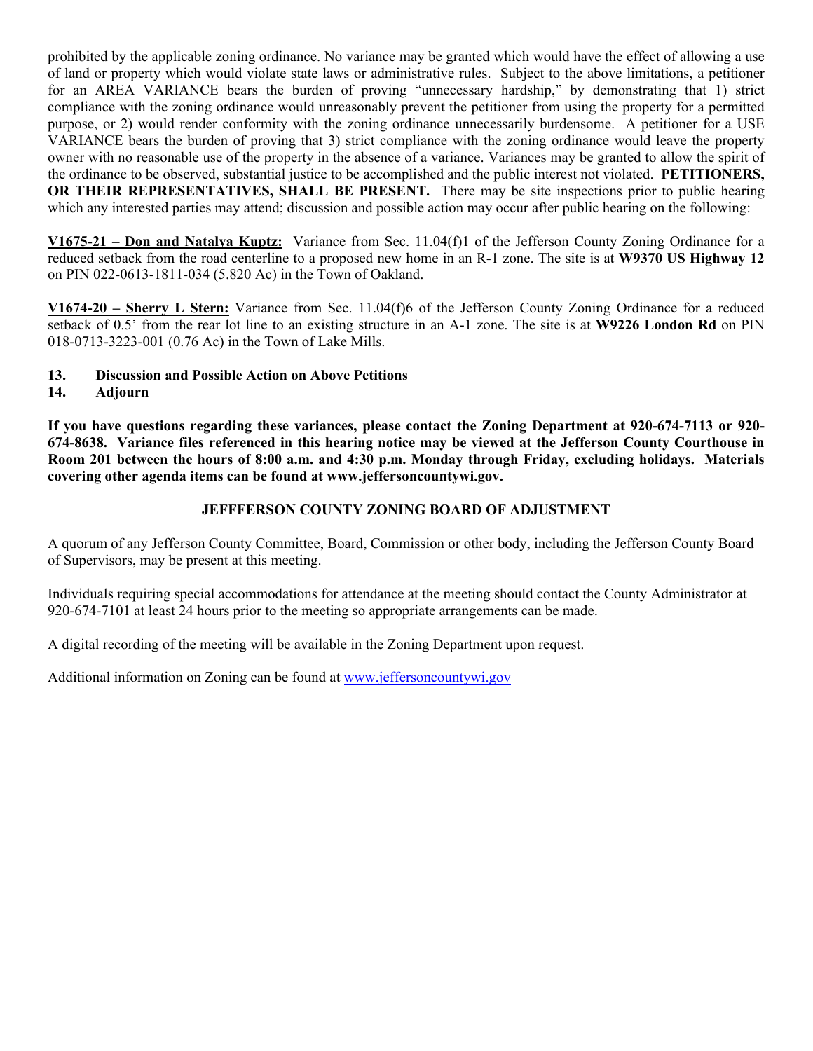prohibited by the applicable zoning ordinance. No variance may be granted which would have the effect of allowing a use of land or property which would violate state laws or administrative rules. Subject to the above limitations, a petitioner for an AREA VARIANCE bears the burden of proving "unnecessary hardship," by demonstrating that 1) strict compliance with the zoning ordinance would unreasonably prevent the petitioner from using the property for a permitted purpose, or 2) would render conformity with the zoning ordinance unnecessarily burdensome. A petitioner for a USE VARIANCE bears the burden of proving that 3) strict compliance with the zoning ordinance would leave the property owner with no reasonable use of the property in the absence of a variance. Variances may be granted to allow the spirit of the ordinance to be observed, substantial justice to be accomplished and the public interest not violated. **PETITIONERS, OR THEIR REPRESENTATIVES, SHALL BE PRESENT.** There may be site inspections prior to public hearing which any interested parties may attend; discussion and possible action may occur after public hearing on the following:

**V1675-21 – Don and Natalya Kuptz:** Variance from Sec. 11.04(f)1 of the Jefferson County Zoning Ordinance for a reduced setback from the road centerline to a proposed new home in an R-1 zone. The site is at **W9370 US Highway 12** on PIN 022-0613-1811-034 (5.820 Ac) in the Town of Oakland.

**V1674-20 – Sherry L Stern:** Variance from Sec. 11.04(f)6 of the Jefferson County Zoning Ordinance for a reduced setback of 0.5' from the rear lot line to an existing structure in an A-1 zone. The site is at **W9226 London Rd** on PIN 018-0713-3223-001 (0.76 Ac) in the Town of Lake Mills.

13. **Discussion and Possible Action on Above Petitions**
14. **Adjourn**

**If you have questions regarding these variances, please contact the Zoning Department at 920-674-7113 or 920-674-8638. Variance files referenced in this hearing notice may be viewed at the Jefferson County Courthouse in Room 201 between the hours of 8:00 a.m. and 4:30 p.m. Monday through Friday, excluding holidays. Materials covering other agenda items can be found at www.jeffersoncountywi.gov.**

**JEFFFERSON COUNTY ZONING BOARD OF ADJUSTMENT**

A quorum of any Jefferson County Committee, Board, Commission or other body, including the Jefferson County Board of Supervisors, may be present at this meeting.

Individuals requiring special accommodations for attendance at the meeting should contact the County Administrator at 920-674-7101 at least 24 hours prior to the meeting so appropriate arrangements can be made.

A digital recording of the meeting will be available in the Zoning Department upon request.

Additional information on Zoning can be found at www.jeffersoncountywi.gov